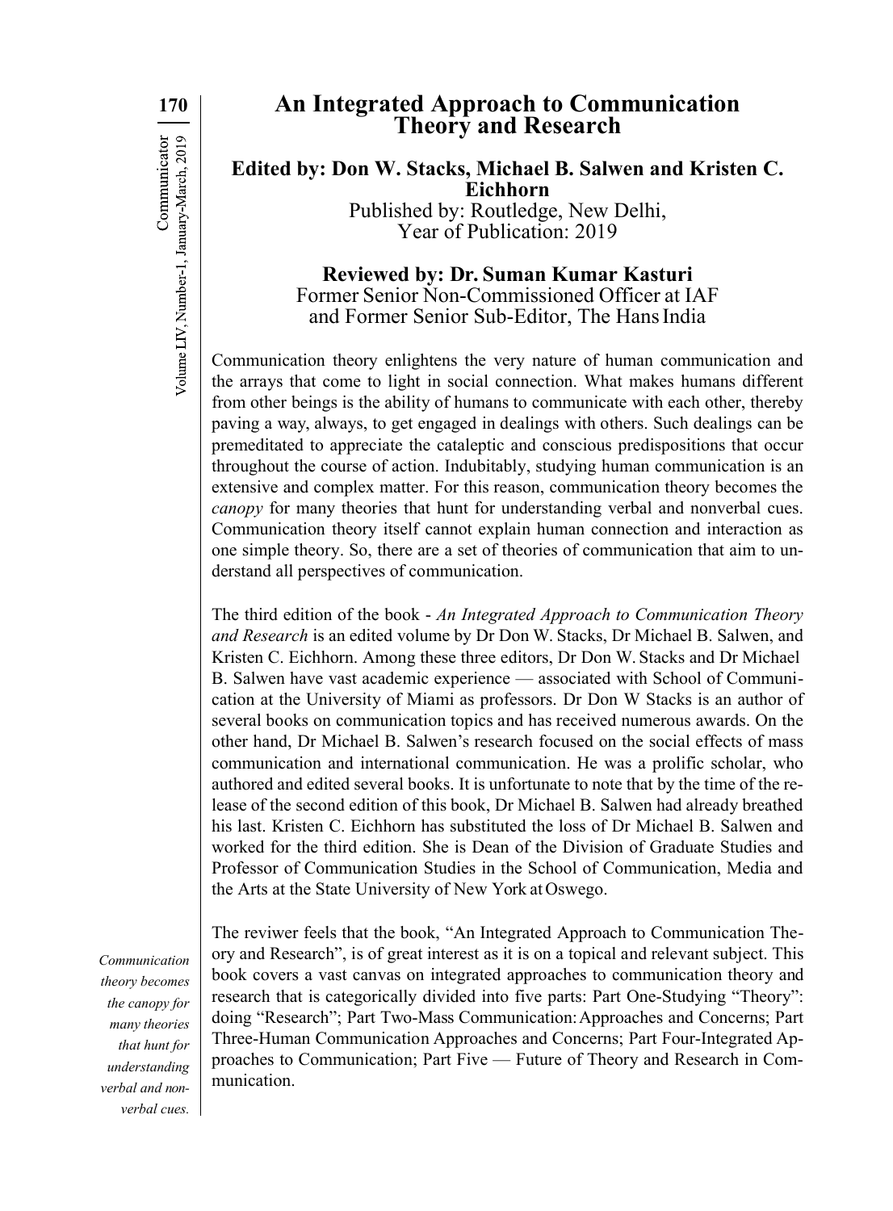# An Integrated Approach to Communication Theory and Research

**Edited by: Don W. Stacks, Michael B. Salwen and Kristen C. Eichhorn**

Published by: Routledge, New Delhi,
Year of Publication: 2019

**Reviewed by: Dr. Suman Kumar Kasturi**

Former Senior Non-Commissioned Officer at IAF
and Former Senior Sub-Editor, The Hans India

Communication theory enlightens the very nature of human communication and the arrays that come to light in social connection. What makes humans different from other beings is the ability of humans to communicate with each other, thereby paving a way, always, to get engaged in dealings with others. Such dealings can be premeditated to appreciate the cataleptic and conscious predispositions that occur throughout the course of action. Indubitably, studying human communication is an extensive and complex matter. For this reason, communication theory becomes the *canopy* for many theories that hunt for understanding verbal and nonverbal cues. Communication theory itself cannot explain human connection and interaction as one simple theory. So, there are a set of theories of communication that aim to understand all perspectives of communication.

The third edition of the book - *An Integrated Approach to Communication Theory and Research* is an edited volume by Dr Don W. Stacks, Dr Michael B. Salwen, and Kristen C. Eichhorn. Among these three editors, Dr Don W. Stacks and Dr Michael B. Salwen have vast academic experience — associated with School of Communication at the University of Miami as professors. Dr Don W Stacks is an author of several books on communication topics and has received numerous awards. On the other hand, Dr Michael B. Salwen's research focused on the social effects of mass communication and international communication. He was a prolific scholar, who authored and edited several books. It is unfortunate to note that by the time of the release of the second edition of this book, Dr Michael B. Salwen had already breathed his last. Kristen C. Eichhorn has substituted the loss of Dr Michael B. Salwen and worked for the third edition. She is Dean of the Division of Graduate Studies and Professor of Communication Studies in the School of Communication, Media and the Arts at the State University of New York at Oswego.

*Communication theory becomes the canopy for many theories that hunt for understanding verbal and non-verbal cues.*

The reviwer feels that the book, "An Integrated Approach to Communication Theory and Research", is of great interest as it is on a topical and relevant subject. This book covers a vast canvas on integrated approaches to communication theory and research that is categorically divided into five parts: Part One-Studying "Theory": doing "Research"; Part Two-Mass Communication: Approaches and Concerns; Part Three-Human Communication Approaches and Concerns; Part Four-Integrated Approaches to Communication; Part Five — Future of Theory and Research in Communication.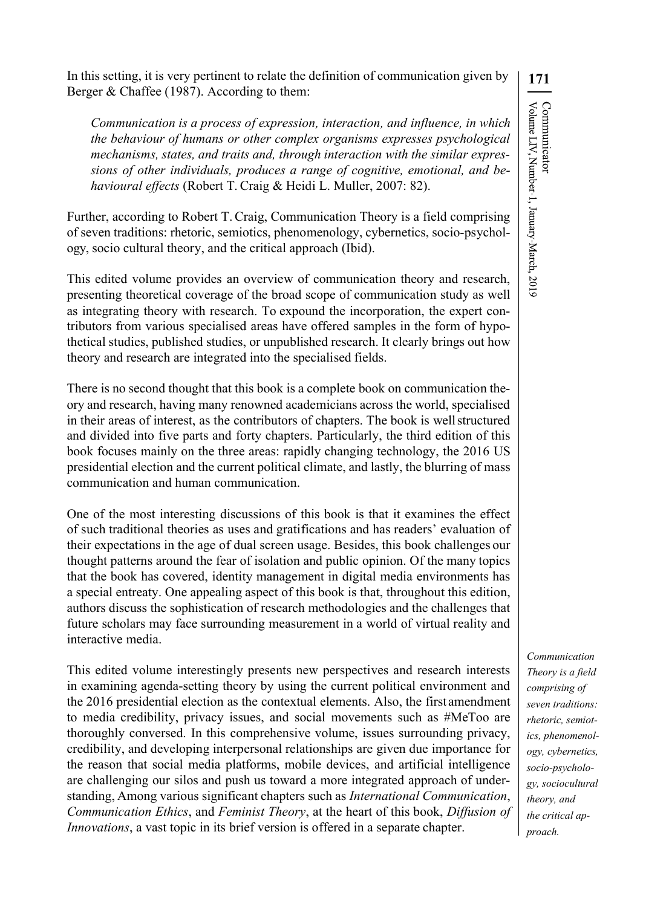In this setting, it is very pertinent to relate the definition of communication given by Berger & Chaffee (1987). According to them:

> *Communication is a process of expression, interaction, and influence, in which the behaviour of humans or other complex organisms expresses psychological mechanisms, states, and traits and, through interaction with the similar expressions of other individuals, produces a range of cognitive, emotional, and behavioural effects* (Robert T. Craig & Heidi L. Muller, 2007: 82).

Further, according to Robert T. Craig, Communication Theory is a field comprising of seven traditions: rhetoric, semiotics, phenomenology, cybernetics, socio-psychology, socio cultural theory, and the critical approach (Ibid).

This edited volume provides an overview of communication theory and research, presenting theoretical coverage of the broad scope of communication study as well as integrating theory with research. To expound the incorporation, the expert contributors from various specialised areas have offered samples in the form of hypothetical studies, published studies, or unpublished research. It clearly brings out how theory and research are integrated into the specialised fields.

There is no second thought that this book is a complete book on communication theory and research, having many renowned academicians across the world, specialised in their areas of interest, as the contributors of chapters. The book is well structured and divided into five parts and forty chapters. Particularly, the third edition of this book focuses mainly on the three areas: rapidly changing technology, the 2016 US presidential election and the current political climate, and lastly, the blurring of mass communication and human communication.

One of the most interesting discussions of this book is that it examines the effect of such traditional theories as uses and gratifications and has readers' evaluation of their expectations in the age of dual screen usage. Besides, this book challenges our thought patterns around the fear of isolation and public opinion. Of the many topics that the book has covered, identity management in digital media environments has a special entreaty. One appealing aspect of this book is that, throughout this edition, authors discuss the sophistication of research methodologies and the challenges that future scholars may face surrounding measurement in a world of virtual reality and interactive media.

*Communication Theory is a field comprising of seven traditions: rhetoric, semiotics, phenomenology, cybernetics, socio-psychology, sociocultural theory, and the critical approach.*

This edited volume interestingly presents new perspectives and research interests in examining agenda-setting theory by using the current political environment and the 2016 presidential election as the contextual elements. Also, the first amendment to media credibility, privacy issues, and social movements such as #MeToo are thoroughly conversed. In this comprehensive volume, issues surrounding privacy, credibility, and developing interpersonal relationships are given due importance for the reason that social media platforms, mobile devices, and artificial intelligence are challenging our silos and push us toward a more integrated approach of understanding, Among various significant chapters such as *International Communication*, *Communication Ethics*, and *Feminist Theory*, at the heart of this book, *Diffusion of Innovations*, a vast topic in its brief version is offered in a separate chapter.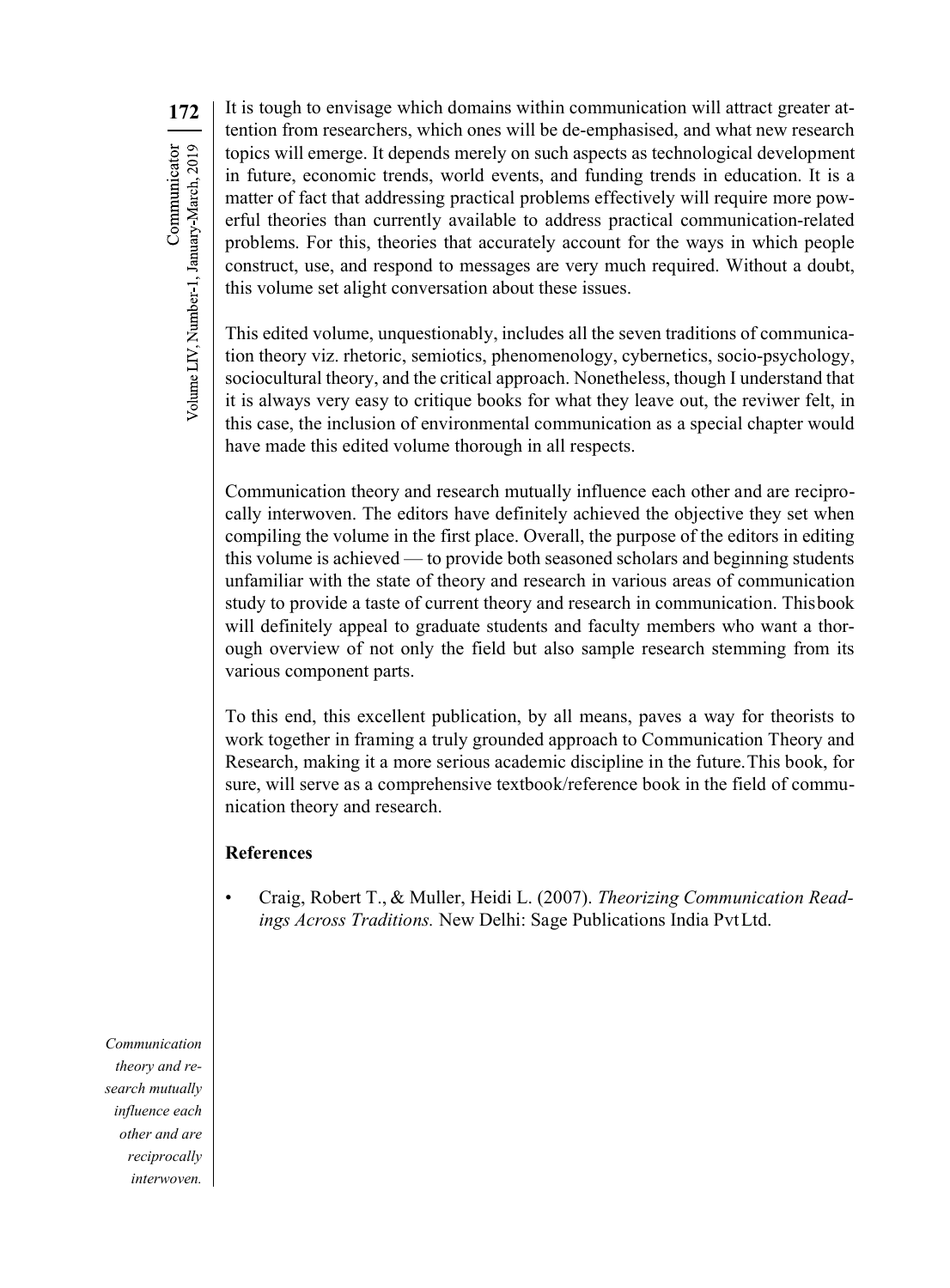It is tough to envisage which domains within communication will attract greater attention from researchers, which ones will be de-emphasised, and what new research topics will emerge. It depends merely on such aspects as technological development in future, economic trends, world events, and funding trends in education. It is a matter of fact that addressing practical problems effectively will require more powerful theories than currently available to address practical communication-related problems. For this, theories that accurately account for the ways in which people construct, use, and respond to messages are very much required. Without a doubt, this volume set alight conversation about these issues.

This edited volume, unquestionably, includes all the seven traditions of communication theory viz. rhetoric, semiotics, phenomenology, cybernetics, socio-psychology, sociocultural theory, and the critical approach. Nonetheless, though I understand that it is always very easy to critique books for what they leave out, the reviwer felt, in this case, the inclusion of environmental communication as a special chapter would have made this edited volume thorough in all respects.

Communication theory and research mutually influence each other and are reciprocally interwoven. The editors have definitely achieved the objective they set when compiling the volume in the first place. Overall, the purpose of the editors in editing this volume is achieved — to provide both seasoned scholars and beginning students unfamiliar with the state of theory and research in various areas of communication study to provide a taste of current theory and research in communication. Thisbook will definitely appeal to graduate students and faculty members who want a thorough overview of not only the field but also sample research stemming from its various component parts.

*Communication theory and research mutually influence each other and are reciprocally interwoven.*

To this end, this excellent publication, by all means, paves a way for theorists to work together in framing a truly grounded approach to Communication Theory and Research, making it a more serious academic discipline in the future.This book, for sure, will serve as a comprehensive textbook/reference book in the field of communication theory and research.

### References

- Craig, Robert T., & Muller, Heidi L. (2007). *Theorizing Communication Readings Across Traditions.* New Delhi: Sage Publications India Pvt Ltd.